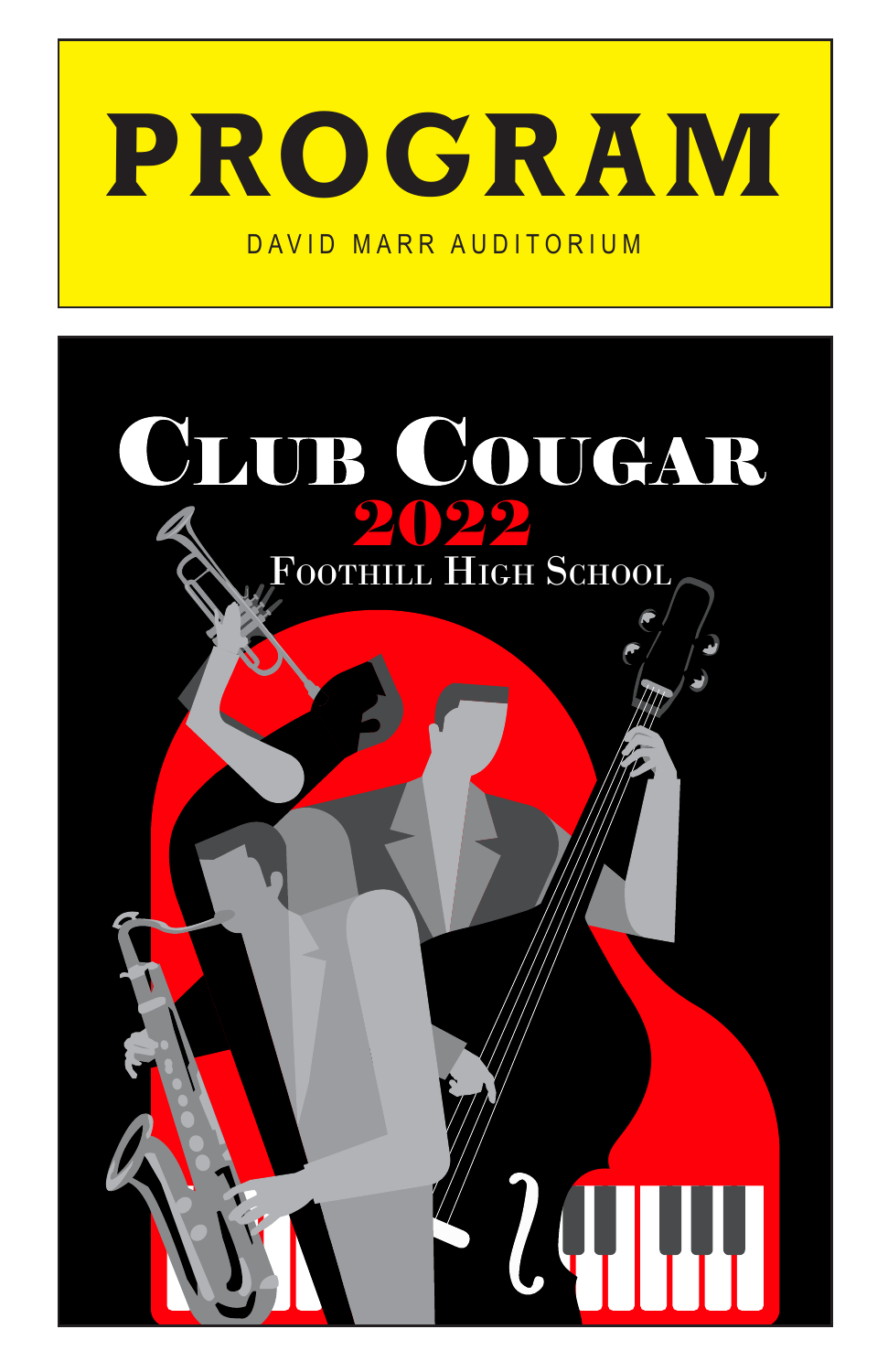# PROGRAM

DAVID MARR AUDITORIUM

# Club Cougar

## 2022

### Foothill High School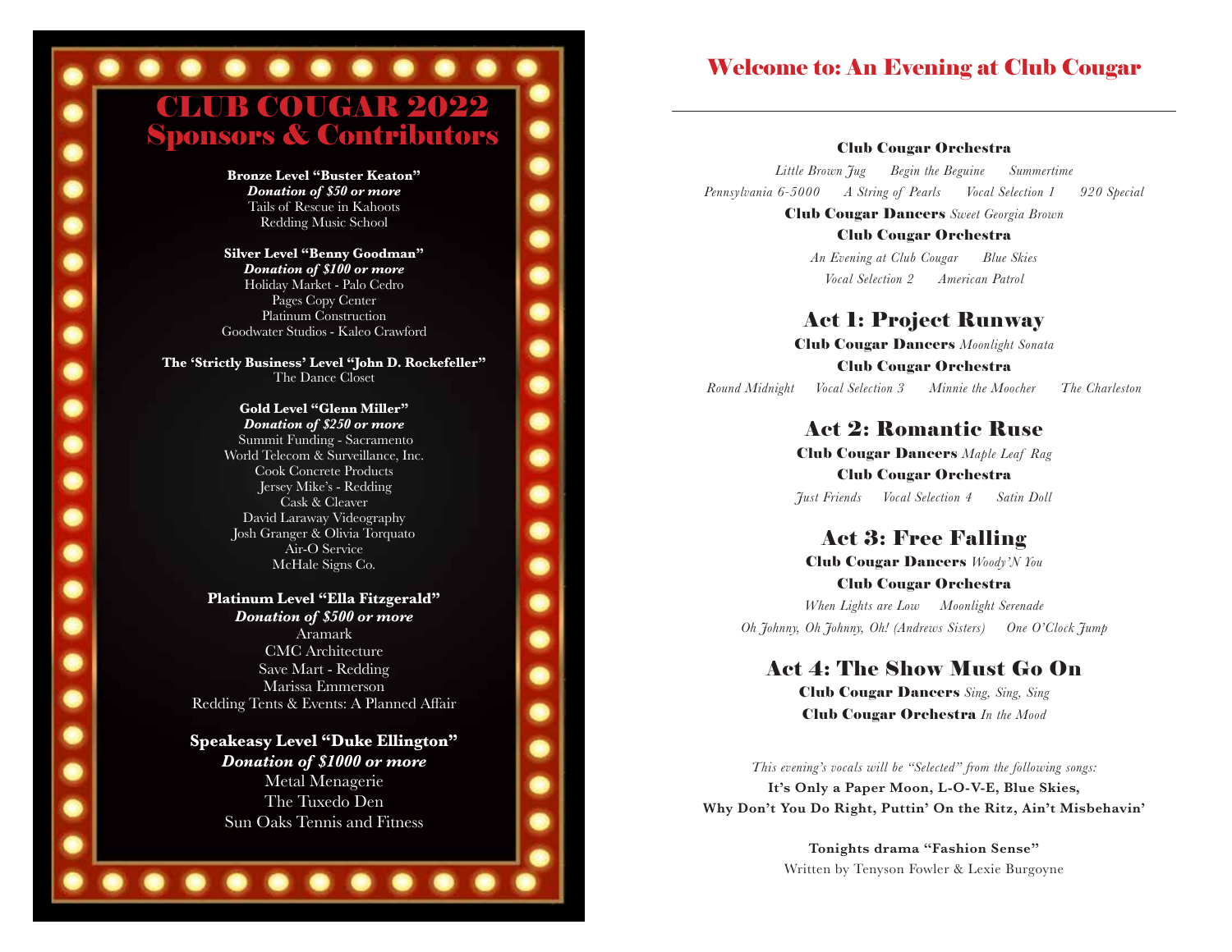# CLUB COUGAR 2022
## Sponsors & Contributors

**Bronze Level "Buster Keaton"**
***Donation of $50 or more***
Tails of Rescue in Kahoots
Redding Music School

**Silver Level "Benny Goodman"**
***Donation of $100 or more***
Holiday Market - Palo Cedro
Pages Copy Center
Platinum Construction
Goodwater Studios - Kaleo Crawford

**The 'Strictly Business' Level "John D. Rockefeller"**
The Dance Closet

**Gold Level "Glenn Miller"**
***Donation of $250 or more***
Summit Funding - Sacramento
World Telecom & Surveillance, Inc.
Cook Concrete Products
Jersey Mike's - Redding
Cask & Cleaver
David Laraway Videography
Josh Granger & Olivia Torquato
Air-O Service
McHale Signs Co.

**Platinum Level "Ella Fitzgerald"**
***Donation of $500 or more***
Aramark
CMC Architecture
Save Mart - Redding
Marissa Emmerson
Redding Tents & Events: A Planned Affair

**Speakeasy Level "Duke Ellington"**
***Donation of $1000 or more***
Metal Menagerie
The Tuxedo Den
Sun Oaks Tennis and Fitness

# Welcome to: An Evening at Club Cougar

**Club Cougar Orchestra**
*Little Brown Jug* *Begin the Beguine* *Summertime*
*Pennsylvania 6-5000* *A String of Pearls* *Vocal Selection 1* *920 Special*

**Club Cougar Dancers** *Sweet Georgia Brown*

**Club Cougar Orchestra**
*An Evening at Club Cougar* *Blue Skies*
*Vocal Selection 2* *American Patrol*

## Act 1: Project Runway

**Club Cougar Dancers** *Moonlight Sonata*

**Club Cougar Orchestra**
*Round Midnight* *Vocal Selection 3* *Minnie the Moocher* *The Charleston*

## Act 2: Romantic Ruse

**Club Cougar Dancers** *Maple Leaf Rag*

**Club Cougar Orchestra**
*Just Friends* *Vocal Selection 4* *Satin Doll*

## Act 3: Free Falling

**Club Cougar Dancers** *Woody'N You*

**Club Cougar Orchestra**
*When Lights are Low* *Moonlight Serenade*
*Oh Johnny, Oh Johnny, Oh! (Andrews Sisters)* *One O'Clock Jump*

## Act 4: The Show Must Go On

**Club Cougar Dancers** *Sing, Sing, Sing*

**Club Cougar Orchestra** *In the Mood*

*This evening's vocals will be "Selected" from the following songs:*
**It's Only a Paper Moon, L-O-V-E, Blue Skies,
Why Don't You Do Right, Puttin' On the Ritz, Ain't Misbehavin'**

**Tonights drama "Fashion Sense"**
Written by Tenyson Fowler & Lexie Burgoyne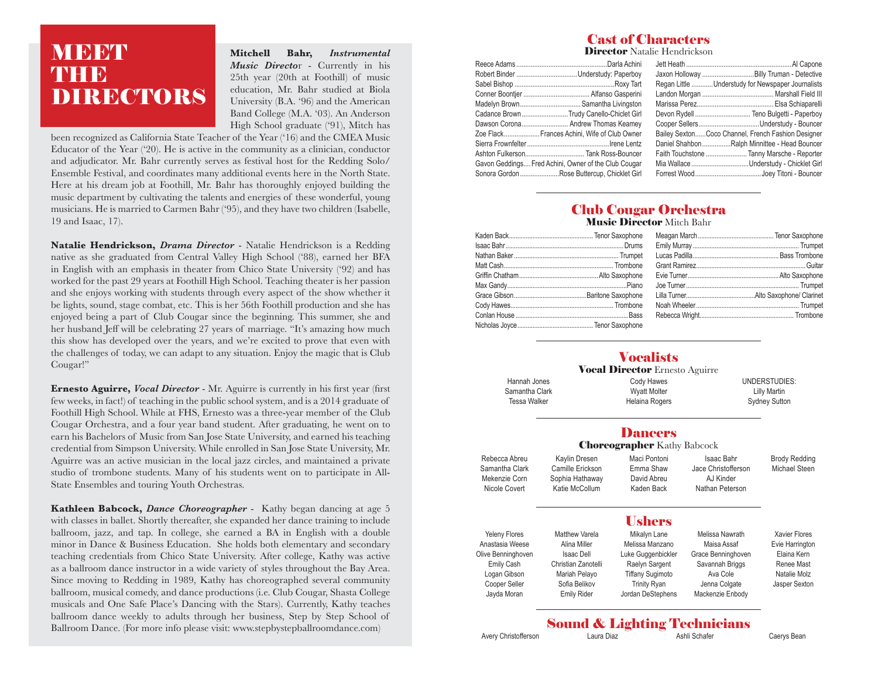# MEET THE DIRECTORS

**Mitchell Bahr,** ***Instrumental Music Director*** - Currently in his 25th year (20th at Foothill) of music education, Mr. Bahr studied at Biola University (B.A. '96) and the American Band College (M.A. '03). An Anderson High School graduate ('91), Mitch has been recognized as California State Teacher of the Year ('16) and the CMEA Music Educator of the Year ('20). He is active in the community as a clinician, conductor and adjudicator. Mr. Bahr currently serves as festival host for the Redding Solo/Ensemble Festival, and coordinates many additional events here in the North State. Here at his dream job at Foothill, Mr. Bahr has thoroughly enjoyed building the music department by cultivating the talents and energies of these wonderful, young musicians. He is married to Carmen Bahr ('95), and they have two children (Isabelle, 19 and Isaac, 17).

**Natalie Hendrickson,** ***Drama Director*** - Natalie Hendrickson is a Redding native as she graduated from Central Valley High School ('88), earned her BFA in English with an emphasis in theater from Chico State University ('92) and has worked for the past 29 years at Foothill High School. Teaching theater is her passion and she enjoys working with students through every aspect of the show whether it be lights, sound, stage combat, etc. This is her 56th Foothill production and she has enjoyed being a part of Club Cougar since the beginning. This summer, she and her husband Jeff will be celebrating 27 years of marriage. "It's amazing how much this show has developed over the years, and we're excited to prove that even with the challenges of today, we can adapt to any situation. Enjoy the magic that is Club Cougar!"

**Ernesto Aguirre,** ***Vocal Director*** - Mr. Aguirre is currently in his first year (first few weeks, in fact!) of teaching in the public school system, and is a 2014 graduate of Foothill High School. While at FHS, Ernesto was a three-year member of the Club Cougar Orchestra, and a four year band student. After graduating, he went on to earn his Bachelors of Music from San Jose State University, and earned his teaching credential from Simpson University. While enrolled in San Jose State University, Mr. Aguirre was an active musician in the local jazz circles, and maintained a private studio of trombone students. Many of his students went on to participate in All-State Ensembles and touring Youth Orchestras.

**Kathleen Babcock,** ***Dance Choreographer*** - Kathy began dancing at age 5 with classes in ballet. Shortly thereafter, she expanded her dance training to include ballroom, jazz, and tap. In college, she earned a BA in English with a double minor in Dance & Business Education. She holds both elementary and secondary teaching credentials from Chico State University. After college, Kathy was active as a ballroom dance instructor in a wide variety of styles throughout the Bay Area. Since moving to Redding in 1989, Kathy has choreographed several community ballroom, musical comedy, and dance productions (i.e. Club Cougar, Shasta College musicals and One Safe Place's Dancing with the Stars). Currently, Kathy teaches ballroom dance weekly to adults through her business, Step by Step School of Ballroom Dance. (For more info please visit: www.stepbystepballroomdance.com)

## Cast of Characters

**Director** Natalie Hendrickson

- Reece Adams ... Darla Achini
- Robert Binder ... Understudy: Paperboy
- Sabel Bishop ... Roxy Tart
- Conner Boontjer ... Alfanso Gasperini
- Madelyn Brown ... Samantha Livingston
- Cadance Brown ... Trudy Canello-Chiclet Girl
- Dawson Corona ... Andrew Thomas Kearney
- Zoe Flack ... Frances Achini, Wife of Club Owner
- Sierra Frownfelter ... Irene Lentz
- Ashton Fulkerson ... Tank Ross-Bouncer
- Gavon Geddings ... Fred Achini, Owner of the Club Cougar
- Sonora Gordon ... Rose Buttercup, Chicklet Girl
- Jett Heath ... Al Capone
- Jaxon Holloway ... Billy Truman - Detective
- Regan Little ... Understudy for Newspaper Journalists
- Landon Morgan ... Marshall Field III
- Marissa Perez ... Elsa Schiaparelli
- Devon Rydell ... Teno Bulgetti - Paperboy
- Cooper Sellers ... Understudy - Bouncer
- Bailey Sexton ... Coco Channel, French Fashion Designer
- Daniel Shahbon ... Ralph Minnittee - Head Bouncer
- Faith Touchstone ... Tanny Marsche - Reporter
- Mia Wallace ... Understudy - Chicklet Girl
- Forrest Wood ... Joey Titoni - Bouncer

## Club Cougar Orchestra

**Music Director** Mitch Bahr

- Kaden Back ... Tenor Saxophone
- Isaac Bahr ... Drums
- Nathan Baker ... Trumpet
- Matt Cash ... Trombone
- Griffin Chatham ... Alto Saxophone
- Max Gandy ... Piano
- Grace Gibson ... Baritone Saxophone
- Cody Hawes ... Trombone
- Conlan House ... Bass
- Nicholas Joyce ... Tenor Saxophone
- Meagan March ... Tenor Saxophone
- Emily Murray ... Trumpet
- Lucas Padilla ... Bass Trombone
- Grant Ramirez ... Guitar
- Evie Turner ... Alto Saxophone
- Joe Turner ... Trumpet
- Lilla Turner ... Alto Saxophone/ Clarinet
- Noah Wheeler ... Trumpet
- Rebecca Wright ... Trombone

## Vocalists

**Vocal Director** Ernesto Aguirre

Hannah Jones, Samantha Clark, Tessa Walker, Cody Hawes, Wyatt Molter, Helaina Rogers

UNDERSTUDIES: Lilly Martin, Sydney Sutton

## Dancers

**Choreographer** Kathy Babcock

Rebecca Abreu, Samantha Clark, Mekenzie Corn, Nicole Covert, Kaylin Dresen, Camille Erickson, Sophia Hathaway, Katie McCollum, Maci Pontoni, Emma Shaw, David Abreu, Kaden Back, Isaac Bahr, Jace Christofferson, AJ Kinder, Nathan Peterson, Brody Redding, Michael Steen

## Ushers

Yeleny Flores, Anastasia Weese, Olive Benninghoven, Emily Cash, Logan Gibson, Cooper Seller, Jayda Moran, Matthew Varela, Alina Miller, Isaac Dell, Christian Zanotelli, Mariah Pelayo, Sofia Belikov, Emily Rider, Mikalyn Lane, Melissa Manzano, Luke Guggenbickler, Raelyn Sargent, Tiffany Sugimoto, Trinity Ryan, Jordan DeStephens, Melissa Nawrath, Maisa Assaf, Grace Benninghoven, Savannah Briggs, Ava Cole, Jenna Colgate, Mackenzie Enbody, Xavier Flores, Evie Harrington, Elaina Kern, Renee Mast, Natalie Molz, Jasper Sexton

## Sound & Lighting Technicians

Avery Christofferson, Laura Diaz, Ashli Schafer, Caerys Bean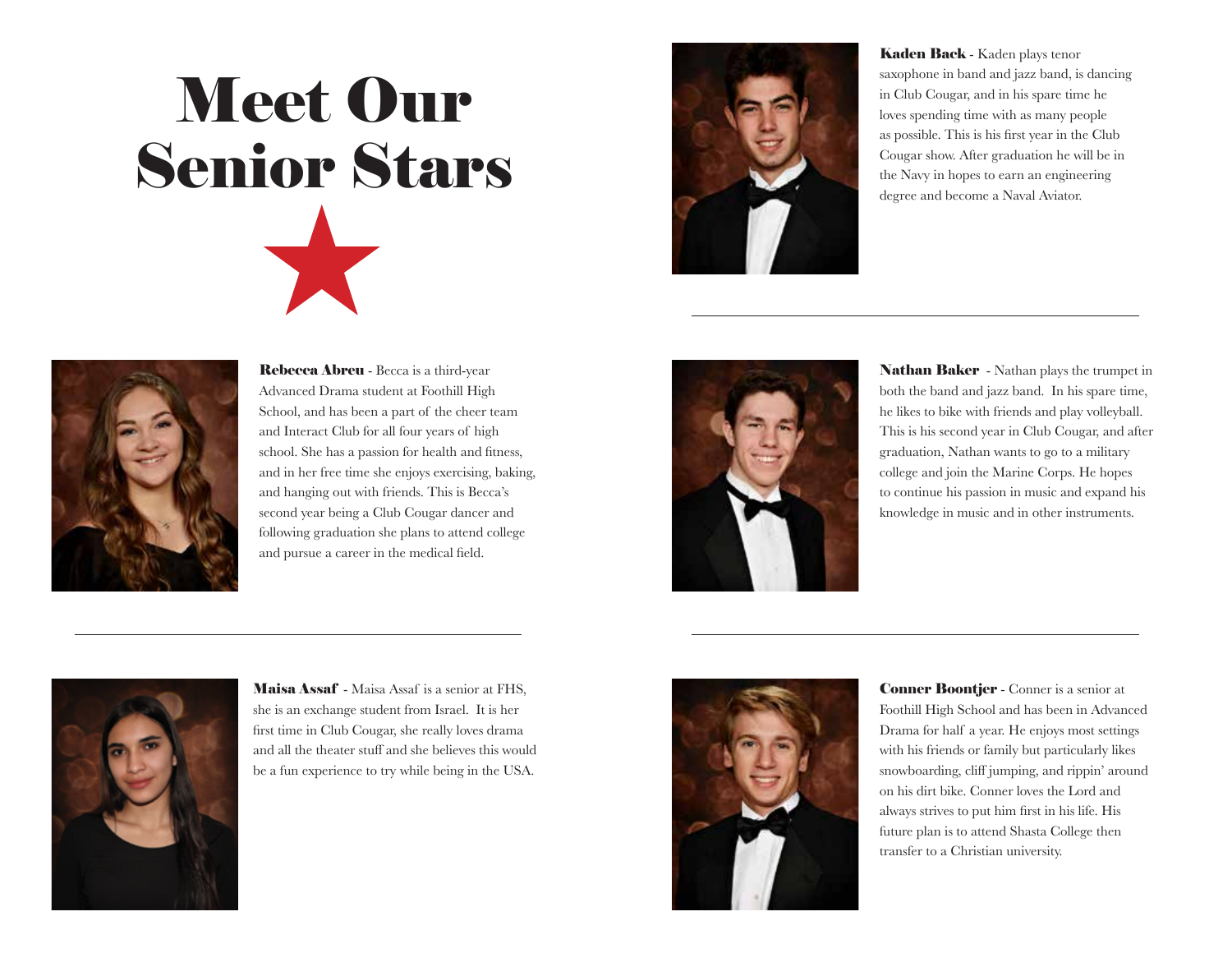# Meet Our Senior Stars

**Kaden Back** - Kaden plays tenor saxophone in band and jazz band, is dancing in Club Cougar, and in his spare time he loves spending time with as many people as possible. This is his first year in the Club Cougar show. After graduation he will be in the Navy in hopes to earn an engineering degree and become a Naval Aviator.

---

**Rebecca Abreu** - Becca is a third-year Advanced Drama student at Foothill High School, and has been a part of the cheer team and Interact Club for all four years of high school. She has a passion for health and fitness, and in her free time she enjoys exercising, baking, and hanging out with friends. This is Becca's second year being a Club Cougar dancer and following graduation she plans to attend college and pursue a career in the medical field.

---

**Nathan Baker** - Nathan plays the trumpet in both the band and jazz band. In his spare time, he likes to bike with friends and play volleyball. This is his second year in Club Cougar, and after graduation, Nathan wants to go to a military college and join the Marine Corps. He hopes to continue his passion in music and expand his knowledge in music and in other instruments.

---

**Maisa Assaf** - Maisa Assaf is a senior at FHS, she is an exchange student from Israel. It is her first time in Club Cougar, she really loves drama and all the theater stuff and she believes this would be a fun experience to try while being in the USA.

---

**Conner Boontjer** - Conner is a senior at Foothill High School and has been in Advanced Drama for half a year. He enjoys most settings with his friends or family but particularly likes snowboarding, cliff jumping, and rippin' around on his dirt bike. Conner loves the Lord and always strives to put him first in his life. His future plan is to attend Shasta College then transfer to a Christian university.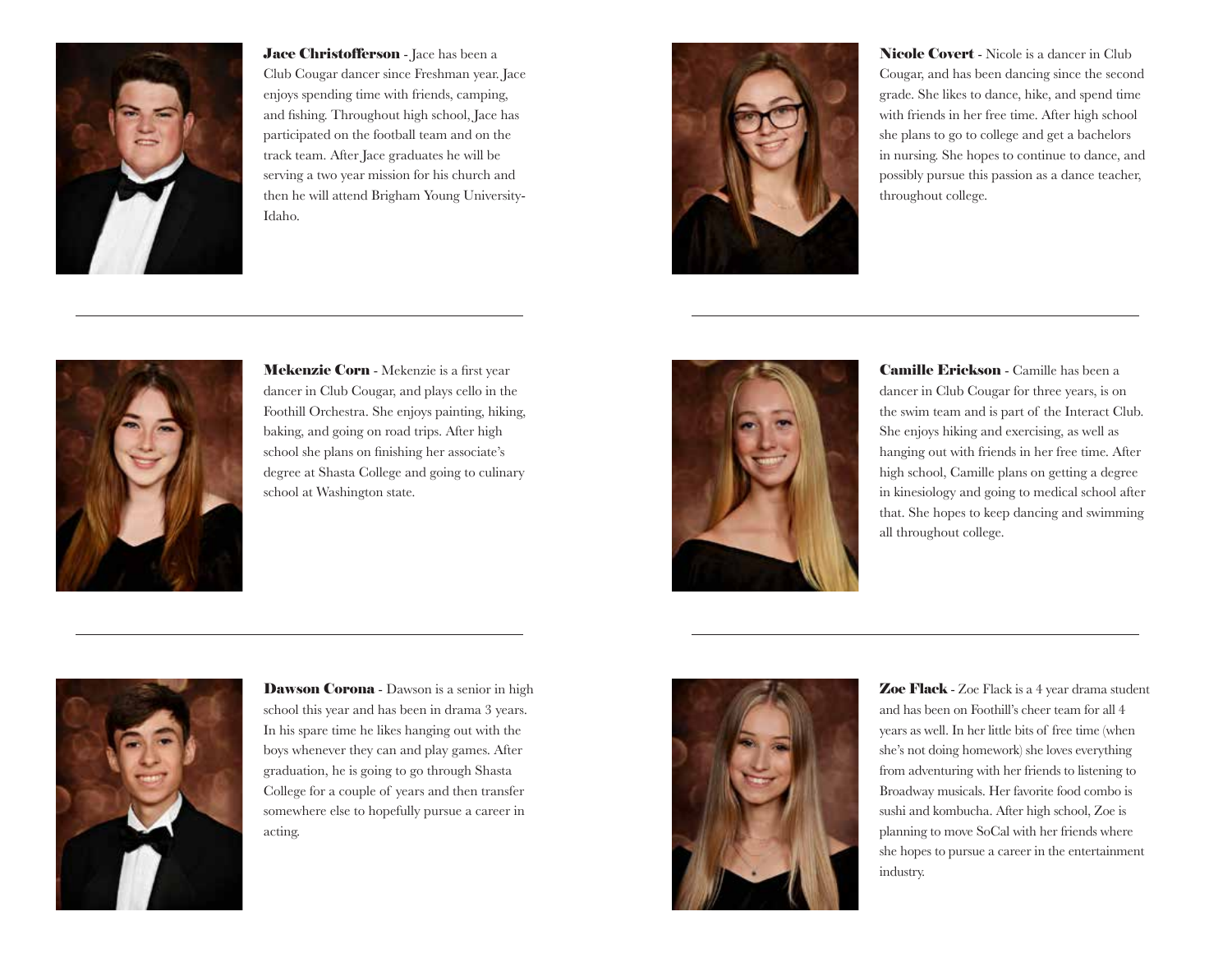**Jace Christofferson** - Jace has been a Club Cougar dancer since Freshman year. Jace enjoys spending time with friends, camping, and fishing. Throughout high school, Jace has participated on the football team and on the track team. After Jace graduates he will be serving a two year mission for his church and then he will attend Brigham Young University-Idaho.

---

**Mekenzie Corn** - Mekenzie is a first year dancer in Club Cougar, and plays cello in the Foothill Orchestra. She enjoys painting, hiking, baking, and going on road trips. After high school she plans on finishing her associate's degree at Shasta College and going to culinary school at Washington state.

---

**Dawson Corona** - Dawson is a senior in high school this year and has been in drama 3 years. In his spare time he likes hanging out with the boys whenever they can and play games. After graduation, he is going to go through Shasta College for a couple of years and then transfer somewhere else to hopefully pursue a career in acting.

---

**Nicole Covert** - Nicole is a dancer in Club Cougar, and has been dancing since the second grade. She likes to dance, hike, and spend time with friends in her free time. After high school she plans to go to college and get a bachelors in nursing. She hopes to continue to dance, and possibly pursue this passion as a dance teacher, throughout college.

---

**Camille Erickson** - Camille has been a dancer in Club Cougar for three years, is on the swim team and is part of the Interact Club. She enjoys hiking and exercising, as well as hanging out with friends in her free time. After high school, Camille plans on getting a degree in kinesiology and going to medical school after that. She hopes to keep dancing and swimming all throughout college.

---

**Zoe Flack** - Zoe Flack is a 4 year drama student and has been on Foothill's cheer team for all 4 years as well. In her little bits of free time (when she's not doing homework) she loves everything from adventuring with her friends to listening to Broadway musicals. Her favorite food combo is sushi and kombucha. After high school, Zoe is planning to move SoCal with her friends where she hopes to pursue a career in the entertainment industry.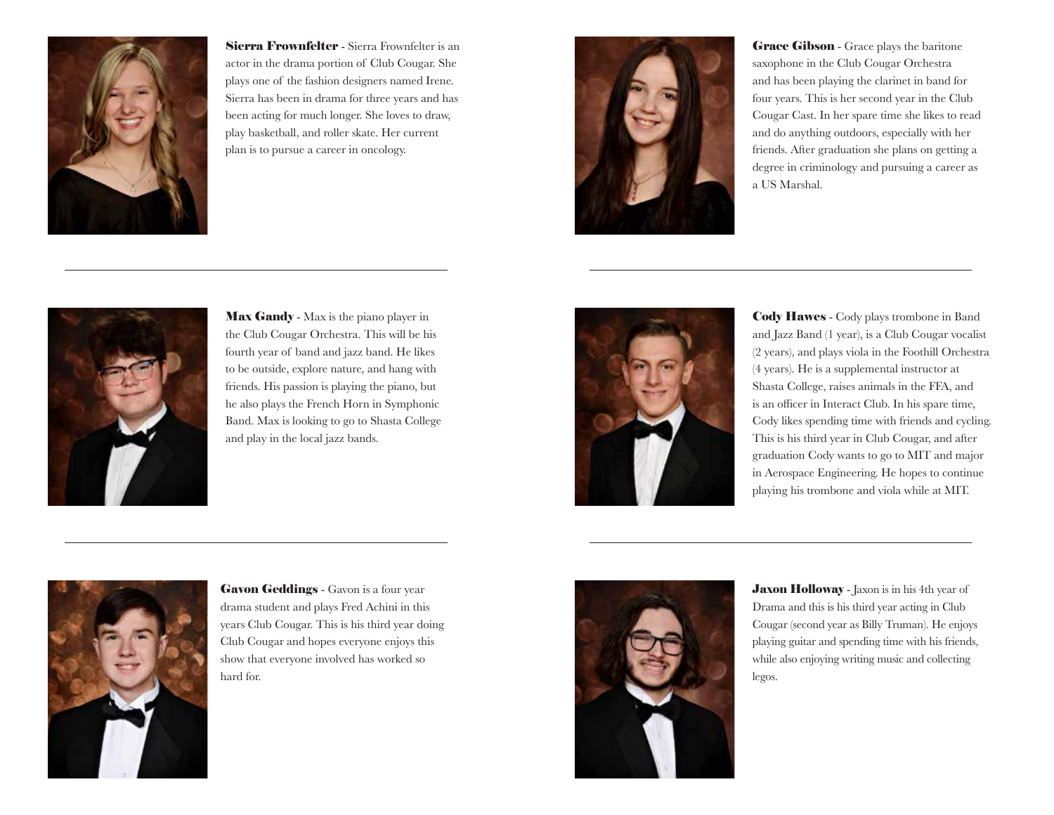**Sierra Frownfelter** - Sierra Frownfelter is an actor in the drama portion of Club Cougar. She plays one of the fashion designers named Irene. Sierra has been in drama for three years and has been acting for much longer. She loves to draw, play basketball, and roller skate. Her current plan is to pursue a career in oncology.

---

**Grace Gibson** - Grace plays the baritone saxophone in the Club Cougar Orchestra and has been playing the clarinet in band for four years. This is her second year in the Club Cougar Cast. In her spare time she likes to read and do anything outdoors, especially with her friends. After graduation she plans on getting a degree in criminology and pursuing a career as a US Marshal.

---

**Max Gandy** - Max is the piano player in the Club Cougar Orchestra. This will be his fourth year of band and jazz band. He likes to be outside, explore nature, and hang with friends. His passion is playing the piano, but he also plays the French Horn in Symphonic Band. Max is looking to go to Shasta College and play in the local jazz bands.

---

**Cody Hawes** - Cody plays trombone in Band and Jazz Band (1 year), is a Club Cougar vocalist (2 years), and plays viola in the Foothill Orchestra (4 years). He is a supplemental instructor at Shasta College, raises animals in the FFA, and is an officer in Interact Club. In his spare time, Cody likes spending time with friends and cycling. This is his third year in Club Cougar, and after graduation Cody wants to go to MIT and major in Aerospace Engineering. He hopes to continue playing his trombone and viola while at MIT.

---

**Gavon Geddings** - Gavon is a four year drama student and plays Fred Achini in this years Club Cougar. This is his third year doing Club Cougar and hopes everyone enjoys this show that everyone involved has worked so hard for.

---

**Jaxon Holloway** - Jaxon is in his 4th year of Drama and this is his third year acting in Club Cougar (second year as Billy Truman). He enjoys playing guitar and spending time with his friends, while also enjoying writing music and collecting legos.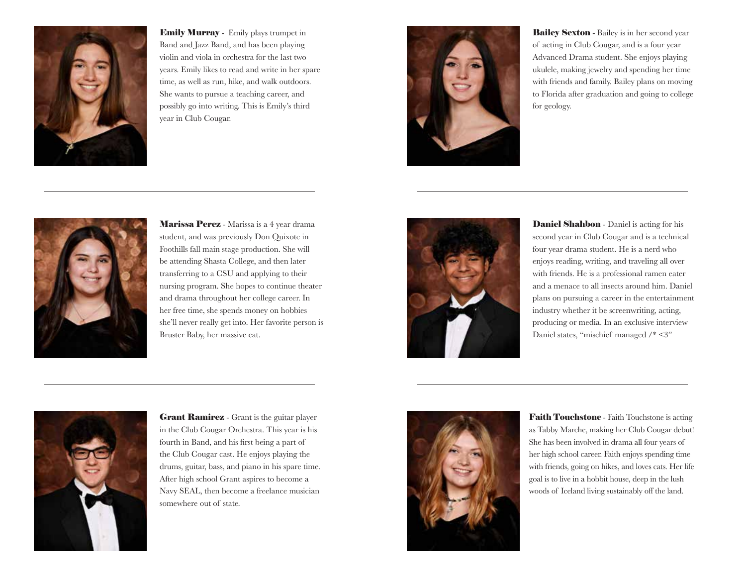**Emily Murray** - Emily plays trumpet in Band and Jazz Band, and has been playing violin and viola in orchestra for the last two years. Emily likes to read and write in her spare time, as well as run, hike, and walk outdoors. She wants to pursue a teaching career, and possibly go into writing. This is Emily's third year in Club Cougar.

---

**Marissa Perez** - Marissa is a 4 year drama student, and was previously Don Quixote in Foothills fall main stage production. She will be attending Shasta College, and then later transferring to a CSU and applying to their nursing program. She hopes to continue theater and drama throughout her college career. In her free time, she spends money on hobbies she'll never really get into. Her favorite person is Bruster Baby, her massive cat.

---

**Grant Ramirez** - Grant is the guitar player in the Club Cougar Orchestra. This year is his fourth in Band, and his first being a part of the Club Cougar cast. He enjoys playing the drums, guitar, bass, and piano in his spare time. After high school Grant aspires to become a Navy SEAL, then become a freelance musician somewhere out of state.

**Bailey Sexton** - Bailey is in her second year of acting in Club Cougar, and is a four year Advanced Drama student. She enjoys playing ukulele, making jewelry and spending her time with friends and family. Bailey plans on moving to Florida after graduation and going to college for geology.

---

**Daniel Shahbon** - Daniel is acting for his second year in Club Cougar and is a technical four year drama student. He is a nerd who enjoys reading, writing, and traveling all over with friends. He is a professional ramen eater and a menace to all insects around him. Daniel plans on pursuing a career in the entertainment industry whether it be screenwriting, acting, producing or media. In an exclusive interview Daniel states, "mischief managed /* <3"

---

**Faith Touchstone** - Faith Touchstone is acting as Tabby Marche, making her Club Cougar debut! She has been involved in drama all four years of her high school career. Faith enjoys spending time with friends, going on hikes, and loves cats. Her life goal is to live in a hobbit house, deep in the lush woods of Iceland living sustainably off the land.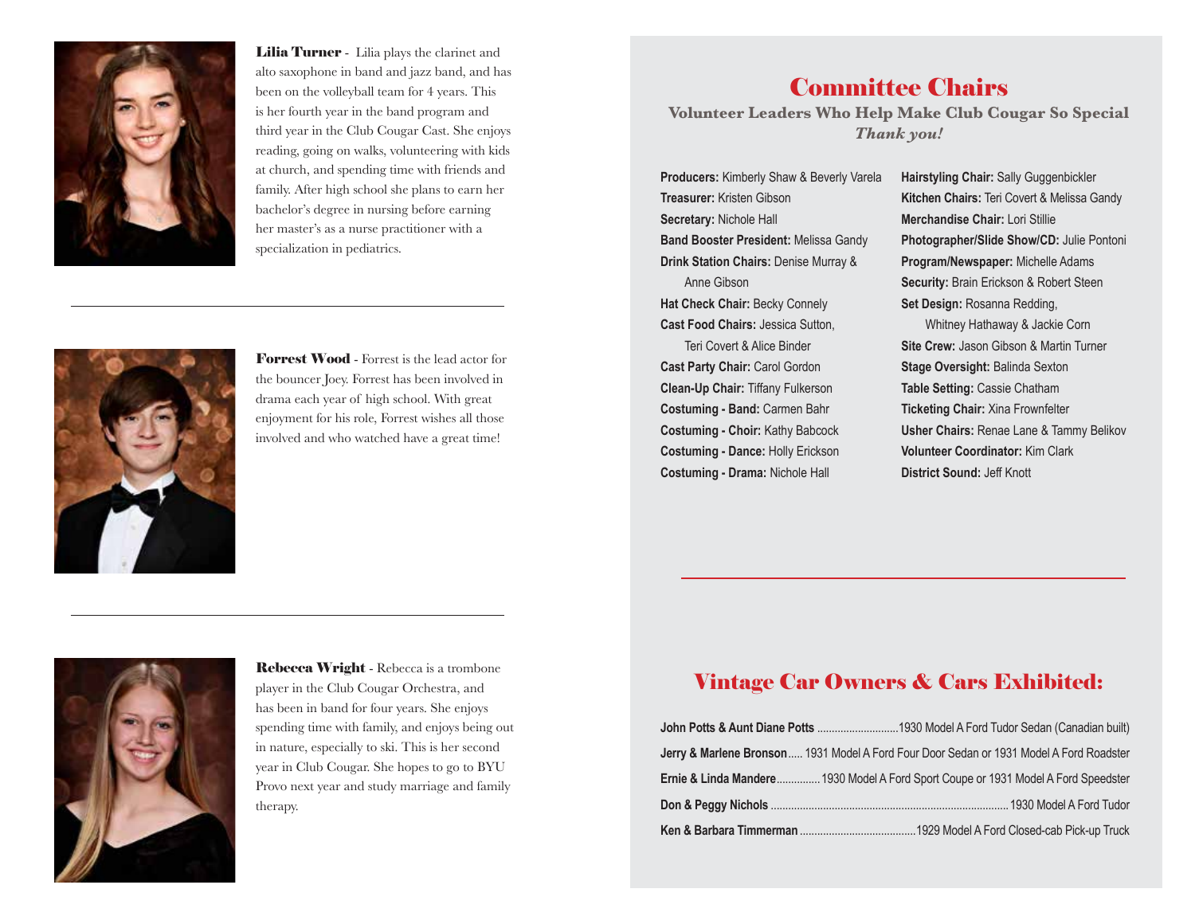**Lilia Turner** - Lilia plays the clarinet and alto saxophone in band and jazz band, and has been on the volleyball team for 4 years. This is her fourth year in the band program and third year in the Club Cougar Cast. She enjoys reading, going on walks, volunteering with kids at church, and spending time with friends and family. After high school she plans to earn her bachelor's degree in nursing before earning her master's as a nurse practitioner with a specialization in pediatrics.

---

**Forrest Wood** - Forrest is the lead actor for the bouncer Joey. Forrest has been involved in drama each year of high school. With great enjoyment for his role, Forrest wishes all those involved and who watched have a great time!

---

**Rebecca Wright** - Rebecca is a trombone player in the Club Cougar Orchestra, and has been in band for four years. She enjoys spending time with family, and enjoys being out in nature, especially to ski. This is her second year in Club Cougar. She hopes to go to BYU Provo next year and study marriage and family therapy.

# Committee Chairs

**Volunteer Leaders Who Help Make Club Cougar So Special**
***Thank you!***

**Producers:** Kimberly Shaw & Beverly Varela
**Treasurer:** Kristen Gibson
**Secretary:** Nichole Hall
**Band Booster President:** Melissa Gandy
**Drink Station Chairs:** Denise Murray & Anne Gibson
**Hat Check Chair:** Becky Connely
**Cast Food Chairs:** Jessica Sutton, Teri Covert & Alice Binder
**Cast Party Chair:** Carol Gordon
**Clean-Up Chair:** Tiffany Fulkerson
**Costuming - Band:** Carmen Bahr
**Costuming - Choir:** Kathy Babcock
**Costuming - Dance:** Holly Erickson
**Costuming - Drama:** Nichole Hall
**Hairstyling Chair:** Sally Guggenbickler
**Kitchen Chairs:** Teri Covert & Melissa Gandy
**Merchandise Chair:** Lori Stillie
**Photographer/Slide Show/CD:** Julie Pontoni
**Program/Newspaper:** Michelle Adams
**Security:** Brain Erickson & Robert Steen
**Set Design:** Rosanna Redding, Whitney Hathaway & Jackie Corn
**Site Crew:** Jason Gibson & Martin Turner
**Stage Oversight:** Balinda Sexton
**Table Setting:** Cassie Chatham
**Ticketing Chair:** Xina Frownfelter
**Usher Chairs:** Renae Lane & Tammy Belikov
**Volunteer Coordinator:** Kim Clark
**District Sound:** Jeff Knott

# Vintage Car Owners & Cars Exhibited:

**John Potts & Aunt Diane Potts** ............ 1930 Model A Ford Tudor Sedan (Canadian built)
**Jerry & Marlene Bronson** ..... 1931 Model A Ford Four Door Sedan or 1931 Model A Ford Roadster
**Ernie & Linda Mandere** .............. 1930 Model A Ford Sport Coupe or 1931 Model A Ford Speedster
**Don & Peggy Nichols** ............ 1930 Model A Ford Tudor
**Ken & Barbara Timmerman** ............ 1929 Model A Ford Closed-cab Pick-up Truck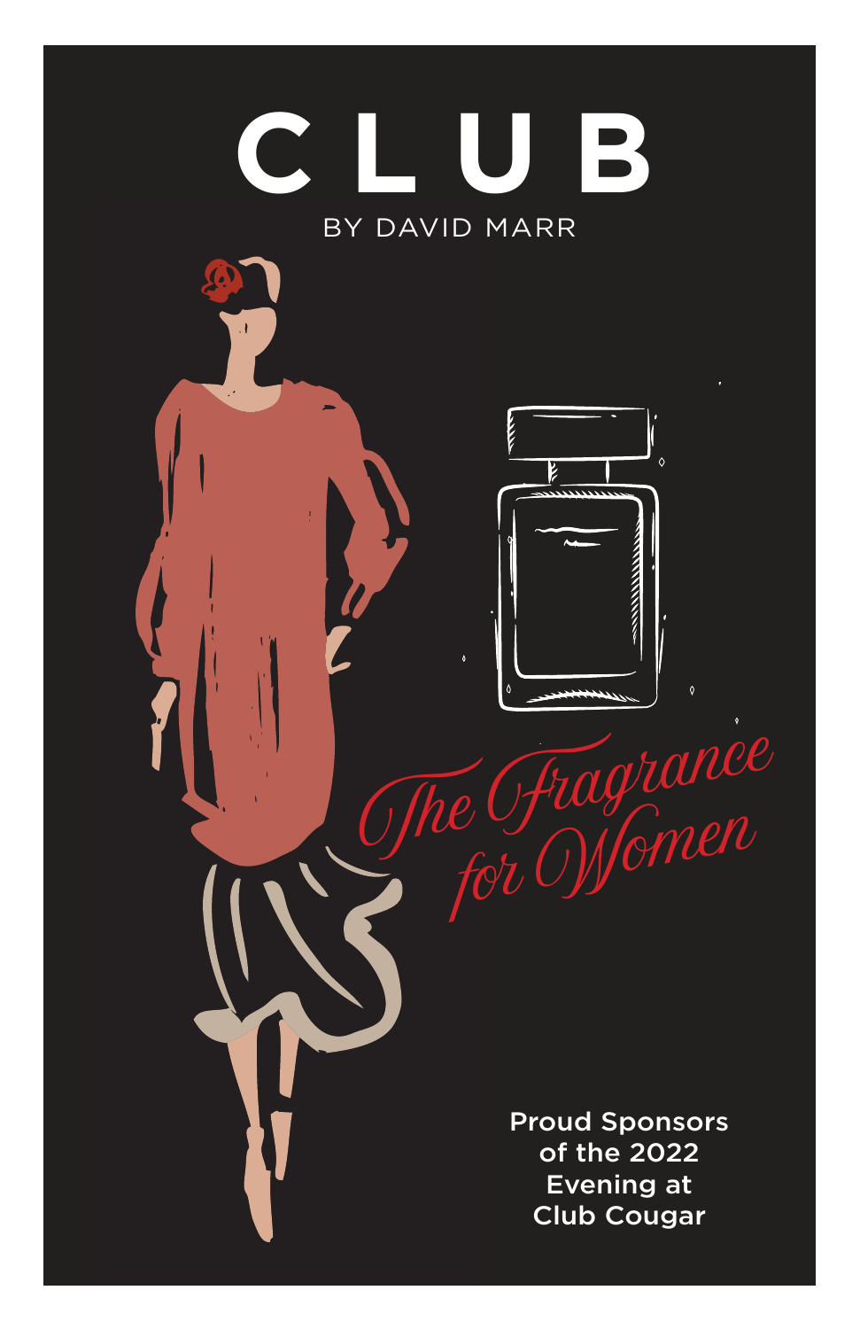# CLUB

BY DAVID MARR

*The Fragrance for Women*

**Proud Sponsors of the 2022 Evening at Club Cougar**